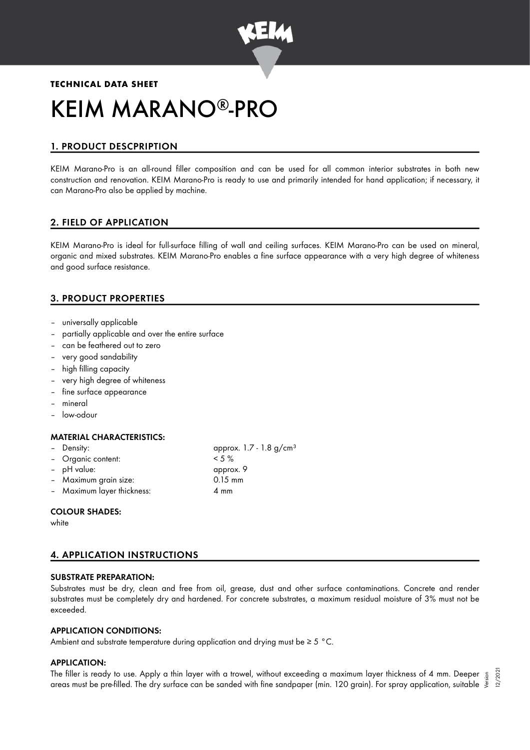**TECHNICAL DATA SHEET**

# KEIM MARANO®-PRO

## 1. PRODUCT DESCPRIPTION

KEIM Marano-Pro is an all-round filler composition and can be used for all common interior substrates in both new construction and renovation. KEIM Marano-Pro is ready to use and primarily intended for hand application; if necessary, it can Marano-Pro also be applied by machine.

## 2. FIELD OF APPLICATION

KEIM Marano-Pro is ideal for full-surface filling of wall and ceiling surfaces. KEIM Marano-Pro can be used on mineral, organic and mixed substrates. KEIM Marano-Pro enables a fine surface appearance with a very high degree of whiteness and good surface resistance.

## 3. PRODUCT PROPERTIES

- universally applicable
- partially applicable and over the entire surface
- can be feathered out to zero
- very good sandability
- high filling capacity
- very high degree of whiteness
- fine surface appearance
- mineral
- low-odour

### MATERIAL CHARACTERISTICS:

| | |
|---|---|
| – Density: | approx. 1.7 - 1.8 g/cm³ |
| – Organic content: | < 5 % |
| – pH value: | approx. 9 |
| – Maximum grain size: | 0.15 mm |
| – Maximum layer thickness: | 4 mm |

### COLOUR SHADES:

white

## 4. APPLICATION INSTRUCTIONS

### SUBSTRATE PREPARATION:

Substrates must be dry, clean and free from oil, grease, dust and other surface contaminations. Concrete and render substrates must be completely dry and hardened. For concrete substrates, a maximum residual moisture of 3% must not be exceeded.

### APPLICATION CONDITIONS:

Ambient and substrate temperature during application and drying must be ≥ 5 °C.

### APPLICATION:

The filler is ready to use. Apply a thin layer with a trowel, without exceeding a maximum layer thickness of 4 mm. Deeper areas must be pre-filled. The dry surface can be sanded with fine sandpaper (min. 120 grain). For spray application, suitable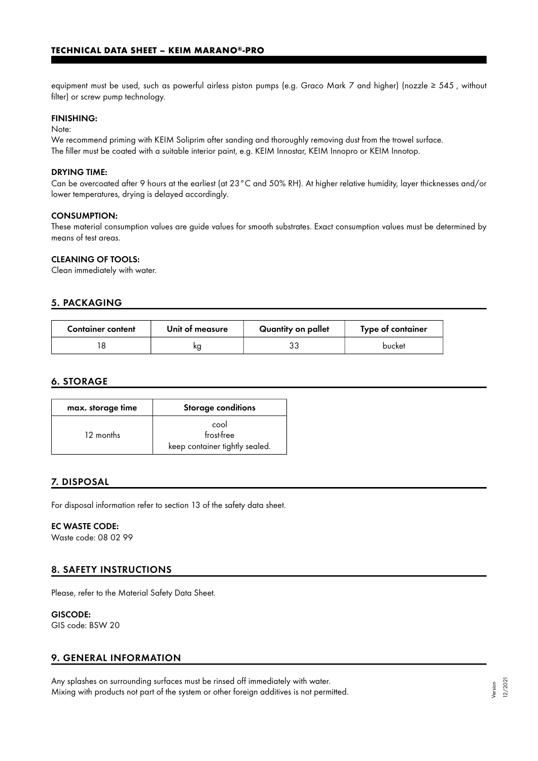equipment must be used, such as powerful airless piston pumps (e.g. Graco Mark 7 and higher) (nozzle ≥ 545 , without filter) or screw pump technology.

**FINISHING:**

Note:

We recommend priming with KEIM Soliprim after sanding and thoroughly removing dust from the trowel surface.
The filler must be coated with a suitable interior paint, e.g. KEIM Innostar, KEIM Innopro or KEIM Innotop.

**DRYING TIME:**

Can be overcoated after 9 hours at the earliest (at 23 °C and 50% RH). At higher relative humidity, layer thicknesses and/or lower temperatures, drying is delayed accordingly.

**CONSUMPTION:**

These material consumption values are guide values for smooth substrates. Exact consumption values must be determined by means of test areas.

**CLEANING OF TOOLS:**

Clean immediately with water.

## 5. PACKAGING

| Container content | Unit of measure | Quantity on pallet | Type of container |
|---|---|---|---|
| 18 | kg | 33 | bucket |

## 6. STORAGE

| max. storage time | Storage conditions |
|---|---|
| 12 months | cool<br>frost-free<br>keep container tightly sealed. |

## 7. DISPOSAL

For disposal information refer to section 13 of the safety data sheet.

**EC WASTE CODE:**

Waste code: 08 02 99

## 8. SAFETY INSTRUCTIONS

Please, refer to the Material Safety Data Sheet.

**GISCODE:**

GIS code: BSW 20

## 9. GENERAL INFORMATION

Any splashes on surrounding surfaces must be rinsed off immediately with water.
Mixing with products not part of the system or other foreign additives is not permitted.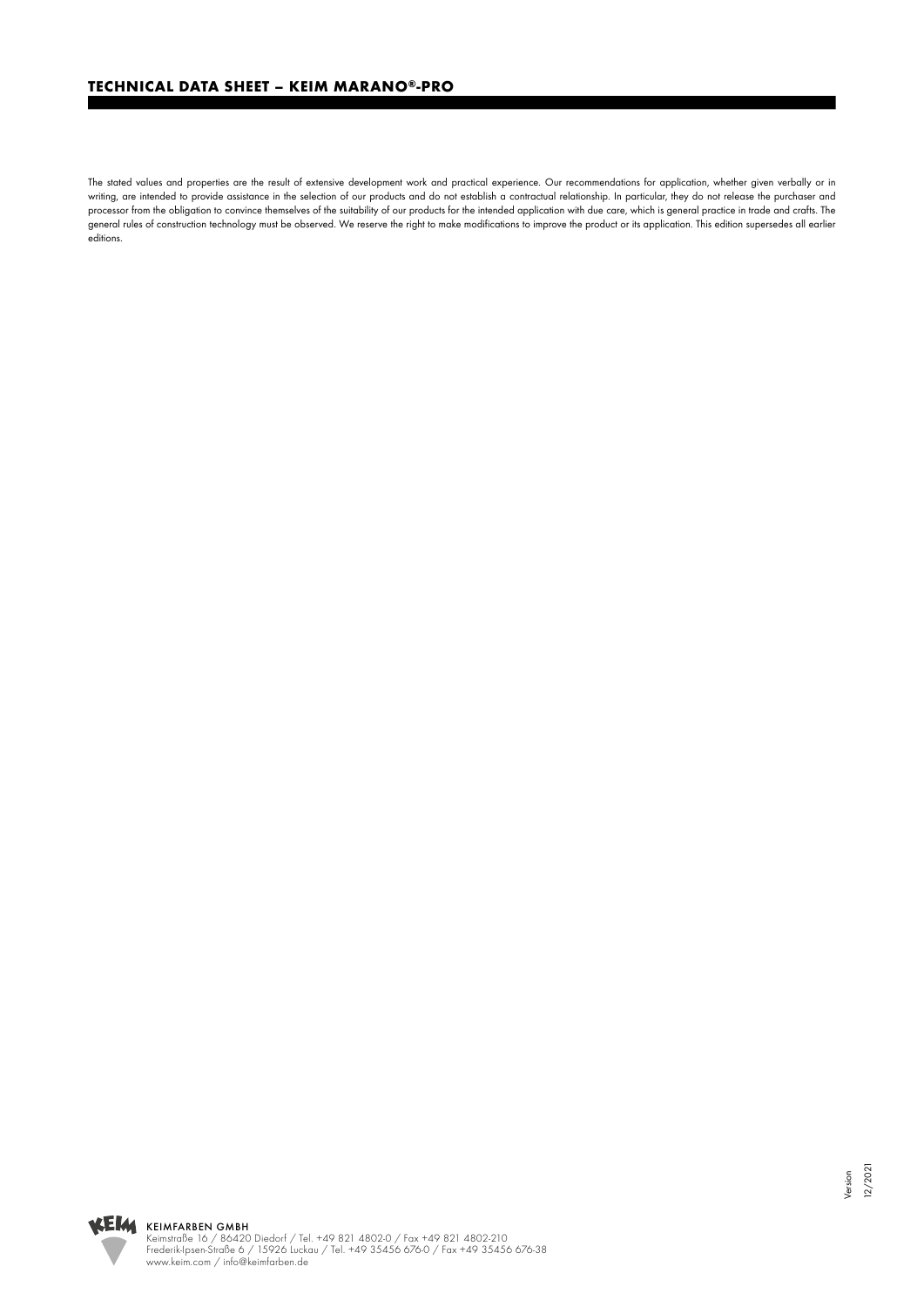The stated values and properties are the result of extensive development work and practical experience. Our recommendations for application, whether given verbally or in writing, are intended to provide assistance in the selection of our products and do not establish a contractual relationship. In particular, they do not release the purchaser and processor from the obligation to convince themselves of the suitability of our products for the intended application with due care, which is general practice in trade and crafts. The general rules of construction technology must be observed. We reserve the right to make modifications to improve the product or its application. This edition supersedes all earlier editions.